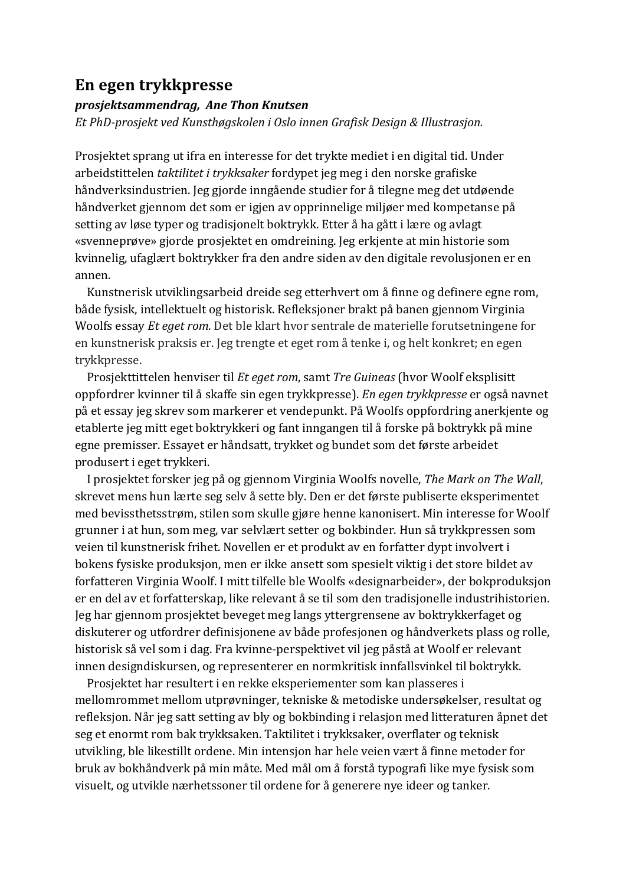# En egen trykkpresse

***prosjektsammendrag, Ane Thon Knutsen***

*Et PhD-prosjekt ved Kunsthøgskolen i Oslo innen Grafisk Design & Illustrasjon.*

Prosjektet sprang ut ifra en interesse for det trykte mediet i en digital tid. Under arbeidstittelen *taktilitet i trykksaker* fordypet jeg meg i den norske grafiske håndverksindustrien. Jeg gjorde inngående studier for å tilegne meg det utdøende håndverket gjennom det som er igjen av opprinnelige miljøer med kompetanse på setting av løse typer og tradisjonelt boktrykk. Etter å ha gått i lære og avlagt «svenneprøve» gjorde prosjektet en omdreining. Jeg erkjente at min historie som kvinnelig, ufaglært boktrykker fra den andre siden av den digitale revolusjonen er en annen.

Kunstnerisk utviklingsarbeid dreide seg etterhvert om å finne og definere egne rom, både fysisk, intellektuelt og historisk. Refleksjoner brakt på banen gjennom Virginia Woolfs essay *Et eget rom.* Det ble klart hvor sentrale de materielle forutsetningene for en kunstnerisk praksis er. Jeg trengte et eget rom å tenke i, og helt konkret; en egen trykkpresse.

Prosjekttittelen henviser til *Et eget rom*, samt *Tre Guineas* (hvor Woolf eksplisitt oppfordrer kvinner til å skaffe sin egen trykkpresse). *En egen trykkpresse* er også navnet på et essay jeg skrev som markerer et vendepunkt. På Woolfs oppfordring anerkjente og etablerte jeg mitt eget boktrykkeri og fant inngangen til å forske på boktrykk på mine egne premisser. Essayet er håndsatt, trykket og bundet som det første arbeidet produsert i eget trykkeri.

I prosjektet forsker jeg på og gjennom Virginia Woolfs novelle, *The Mark on The Wall*, skrevet mens hun lærte seg selv å sette bly. Den er det første publiserte eksperimentet med bevissthetsstrøm, stilen som skulle gjøre henne kanonisert. Min interesse for Woolf grunner i at hun, som meg, var selvlært setter og bokbinder. Hun så trykkpressen som veien til kunstnerisk frihet. Novellen er et produkt av en forfatter dypt involvert i bokens fysiske produksjon, men er ikke ansett som spesielt viktig i det store bildet av forfatteren Virginia Woolf. I mitt tilfelle ble Woolfs «designarbeider», der bokproduksjon er en del av et forfatterskap, like relevant å se til som den tradisjonelle industrihistorien. Jeg har gjennom prosjektet beveget meg langs yttergrensene av boktrykkerfaget og diskuterer og utfordrer definisjonene av både profesjonen og håndverkets plass og rolle, historisk så vel som i dag. Fra kvinne-perspektivet vil jeg påstå at Woolf er relevant innen designdiskursen, og representerer en normkritisk innfallsvinkel til boktrykk.

Prosjektet har resultert i en rekke eksperiementer som kan plasseres i mellomrommet mellom utprøvninger, tekniske & metodiske undersøkelser, resultat og refleksjon. Når jeg satt setting av bly og bokbinding i relasjon med litteraturen åpnet det seg et enormt rom bak trykksaken. Taktilitet i trykksaker, overflater og teknisk utvikling, ble likestillt ordene. Min intensjon har hele veien vært å finne metoder for bruk av bokhåndverk på min måte. Med mål om å forstå typografi like mye fysisk som visuelt, og utvikle nærhetssoner til ordene for å generere nye ideer og tanker.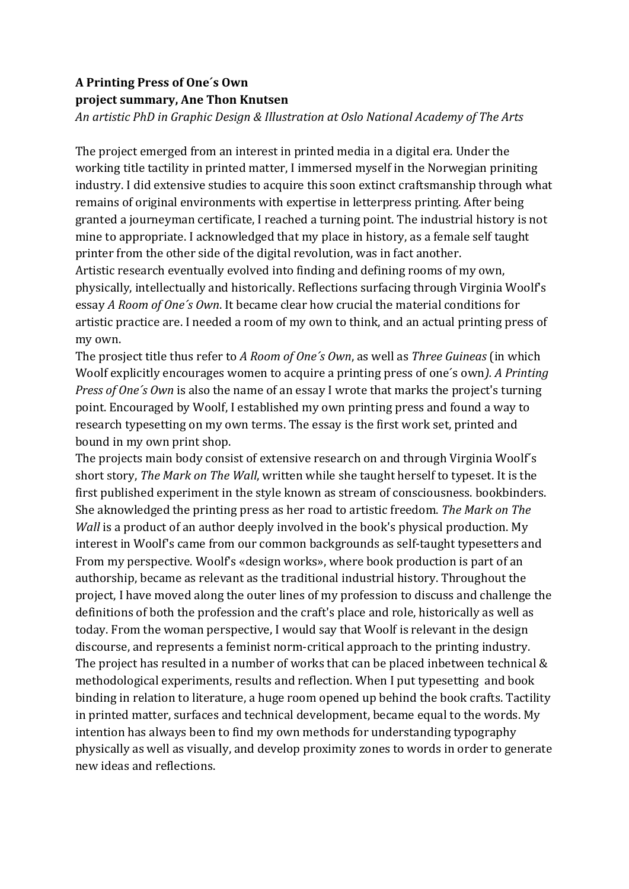**A Printing Press of One´s Own**
**project summary, Ane Thon Knutsen**
*An artistic PhD in Graphic Design & Illustration at Oslo National Academy of The Arts*

The project emerged from an interest in printed media in a digital era. Under the working title tactility in printed matter, I immersed myself in the Norwegian priniting industry. I did extensive studies to acquire this soon extinct craftsmanship through what remains of original environments with expertise in letterpress printing. After being granted a journeyman certificate, I reached a turning point. The industrial history is not mine to appropriate. I acknowledged that my place in history, as a female self taught printer from the other side of the digital revolution, was in fact another.
Artistic research eventually evolved into finding and defining rooms of my own, physically, intellectually and historically. Reflections surfacing through Virginia Woolf's essay *A Room of One´s Own*. It became clear how crucial the material conditions for artistic practice are. I needed a room of my own to think, and an actual printing press of my own.
The prosject title thus refer to *A Room of One´s Own*, as well as *Three Guineas* (in which Woolf explicitly encourages women to acquire a printing press of one´s own*). A Printing Press of One´s Own* is also the name of an essay I wrote that marks the project's turning point. Encouraged by Woolf, I established my own printing press and found a way to research typesetting on my own terms. The essay is the first work set, printed and bound in my own print shop.
The projects main body consist of extensive research on and through Virginia Woolf´s short story, *The Mark on The Wall*, written while she taught herself to typeset. It is the first published experiment in the style known as stream of consciousness. bookbinders. She aknowledged the printing press as her road to artistic freedom. *The Mark on The Wall* is a product of an author deeply involved in the book's physical production. My interest in Woolf's came from our common backgrounds as self-taught typesetters and From my perspective. Woolf's «design works», where book production is part of an authorship, became as relevant as the traditional industrial history. Throughout the project, I have moved along the outer lines of my profession to discuss and challenge the definitions of both the profession and the craft's place and role, historically as well as today. From the woman perspective, I would say that Woolf is relevant in the design discourse, and represents a feminist norm-critical approach to the printing industry. The project has resulted in a number of works that can be placed inbetween technical & methodological experiments, results and reflection. When I put typesetting and book binding in relation to literature, a huge room opened up behind the book crafts. Tactility in printed matter, surfaces and technical development, became equal to the words. My intention has always been to find my own methods for understanding typography physically as well as visually, and develop proximity zones to words in order to generate new ideas and reflections.